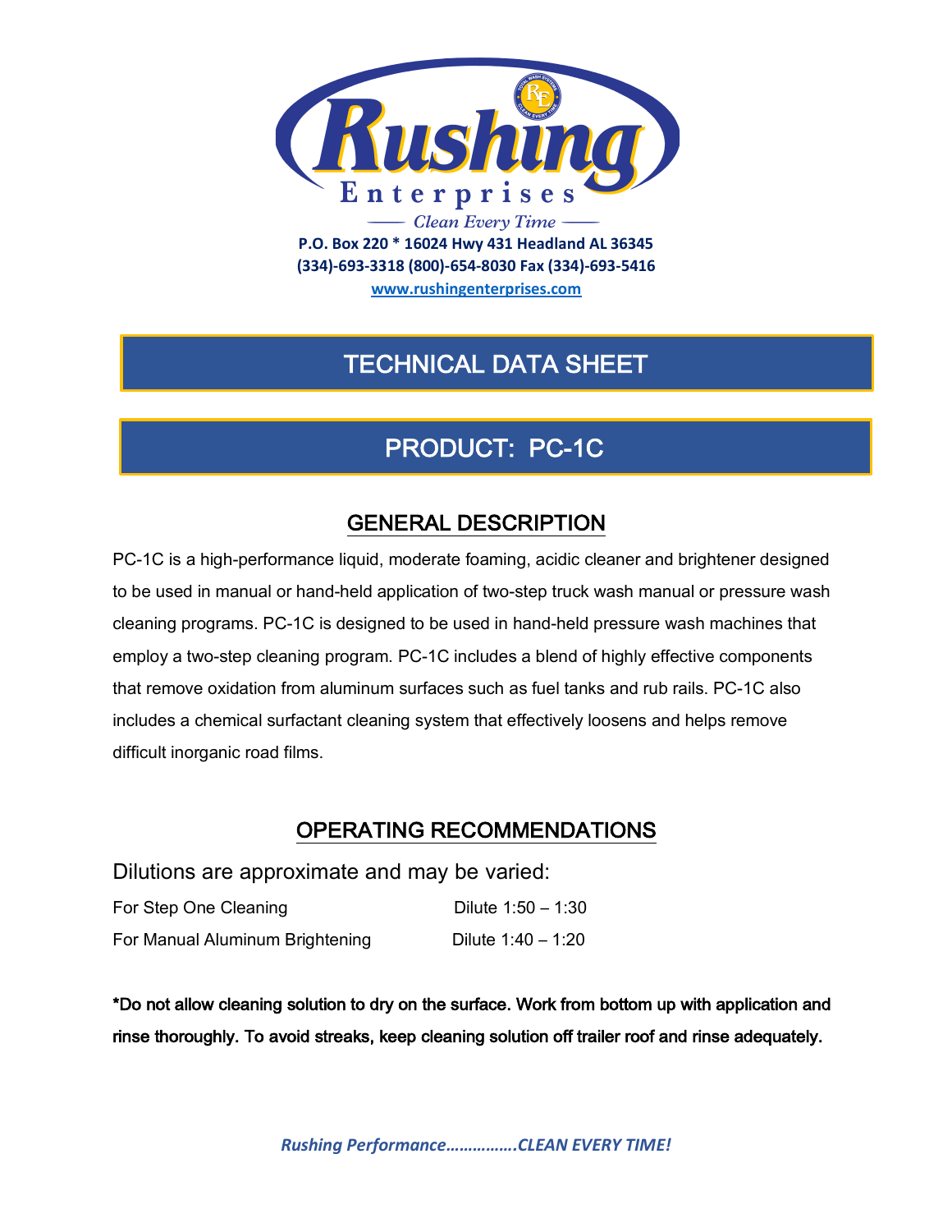# Rushing Enterprises

*Clean Every Time*

**P.O. Box 220 * 16024 Hwy 431 Headland AL 36345**
**(334)-693-3318 (800)-654-8030 Fax (334)-693-5416**
**www.rushingenterprises.com**

## TECHNICAL DATA SHEET

## PRODUCT: PC-1C

### GENERAL DESCRIPTION

PC-1C is a high-performance liquid, moderate foaming, acidic cleaner and brightener designed to be used in manual or hand-held application of two-step truck wash manual or pressure wash cleaning programs. PC-1C is designed to be used in hand-held pressure wash machines that employ a two-step cleaning program. PC-1C includes a blend of highly effective components that remove oxidation from aluminum surfaces such as fuel tanks and rub rails. PC-1C also includes a chemical surfactant cleaning system that effectively loosens and helps remove difficult inorganic road films.

### OPERATING RECOMMENDATIONS

Dilutions are approximate and may be varied:

| | |
|---|---|
| For Step One Cleaning | Dilute 1:50 – 1:30 |
| For Manual Aluminum Brightening | Dilute 1:40 – 1:20 |

**\*Do not allow cleaning solution to dry on the surface. Work from bottom up with application and rinse thoroughly. To avoid streaks, keep cleaning solution off trailer roof and rinse adequately.**

***Rushing Performance…………….CLEAN EVERY TIME!***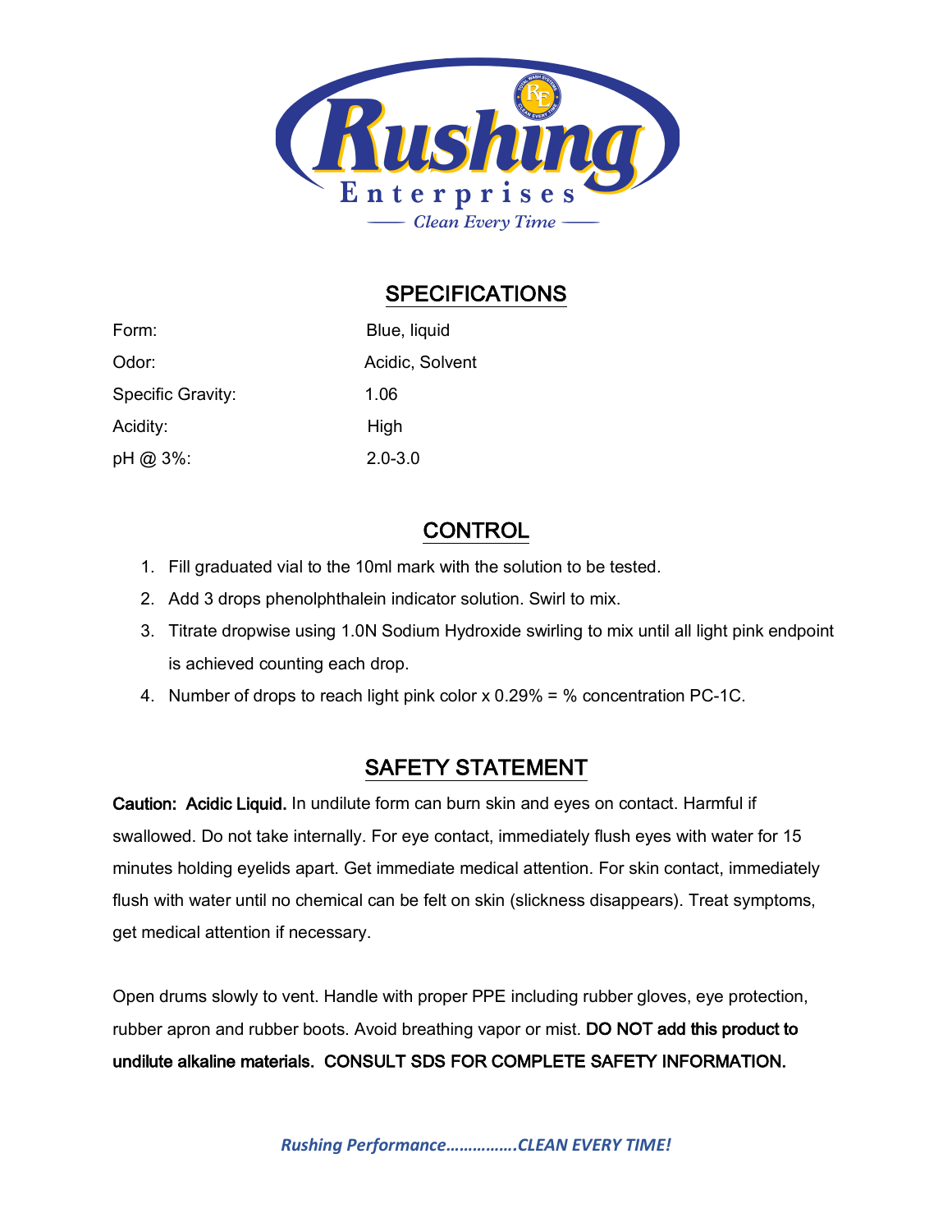## SPECIFICATIONS

| | |
|---|---|
| Form: | Blue, liquid |
| Odor: | Acidic, Solvent |
| Specific Gravity: | 1.06 |
| Acidity: | High |
| pH @ 3%: | 2.0-3.0 |

## CONTROL

1. Fill graduated vial to the 10ml mark with the solution to be tested.
2. Add 3 drops phenolphthalein indicator solution. Swirl to mix.
3. Titrate dropwise using 1.0N Sodium Hydroxide swirling to mix until all light pink endpoint is achieved counting each drop.
4. Number of drops to reach light pink color x 0.29% = % concentration PC-1C.

## SAFETY STATEMENT

**Caution: Acidic Liquid.** In undilute form can burn skin and eyes on contact. Harmful if swallowed. Do not take internally. For eye contact, immediately flush eyes with water for 15 minutes holding eyelids apart. Get immediate medical attention. For skin contact, immediately flush with water until no chemical can be felt on skin (slickness disappears). Treat symptoms, get medical attention if necessary.

Open drums slowly to vent. Handle with proper PPE including rubber gloves, eye protection, rubber apron and rubber boots. Avoid breathing vapor or mist. **DO NOT add this product to undilute alkaline materials. CONSULT SDS FOR COMPLETE SAFETY INFORMATION.**

***Rushing Performance…………….CLEAN EVERY TIME!***